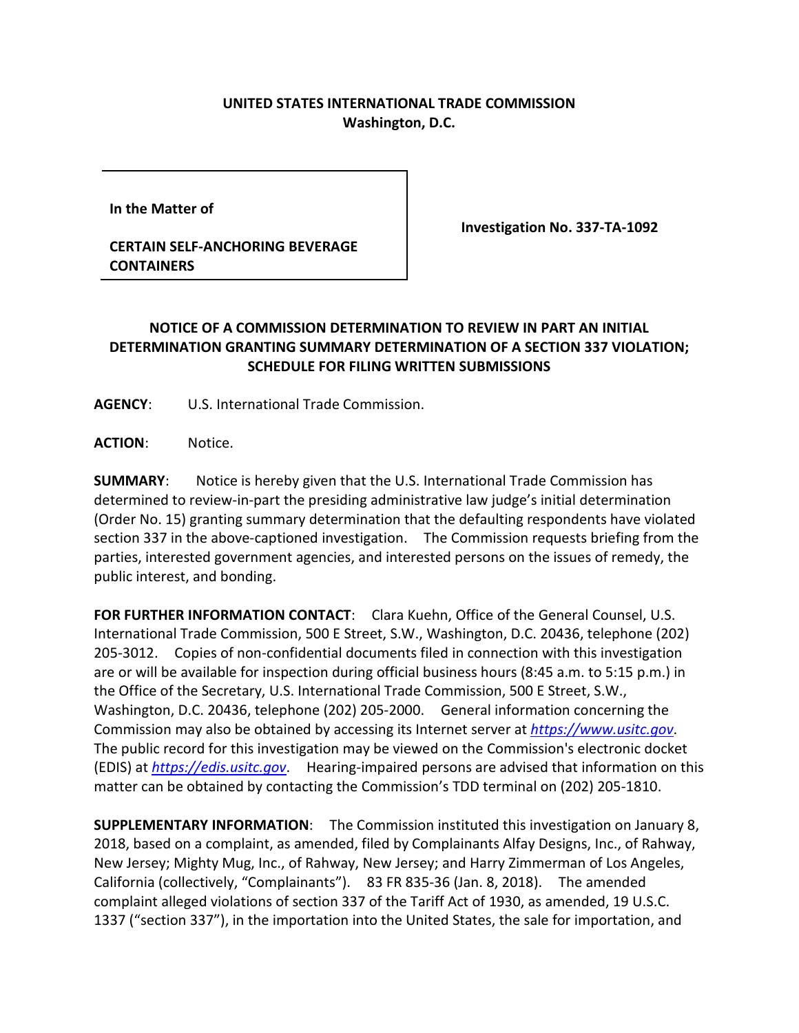**UNITED STATES INTERNATIONAL TRADE COMMISSION**
**Washington, D.C.**

| | |
|---|---|
| **In the Matter of**<br><br>**CERTAIN SELF-ANCHORING BEVERAGE CONTAINERS** | **Investigation No. 337-TA-1092** |

**NOTICE OF A COMMISSION DETERMINATION TO REVIEW IN PART AN INITIAL DETERMINATION GRANTING SUMMARY DETERMINATION OF A SECTION 337 VIOLATION; SCHEDULE FOR FILING WRITTEN SUBMISSIONS**

**AGENCY**: U.S. International Trade Commission.

**ACTION**: Notice.

**SUMMARY**: Notice is hereby given that the U.S. International Trade Commission has determined to review-in-part the presiding administrative law judge's initial determination (Order No. 15) granting summary determination that the defaulting respondents have violated section 337 in the above-captioned investigation. The Commission requests briefing from the parties, interested government agencies, and interested persons on the issues of remedy, the public interest, and bonding.

**FOR FURTHER INFORMATION CONTACT**: Clara Kuehn, Office of the General Counsel, U.S. International Trade Commission, 500 E Street, S.W., Washington, D.C. 20436, telephone (202) 205-3012. Copies of non-confidential documents filed in connection with this investigation are or will be available for inspection during official business hours (8:45 a.m. to 5:15 p.m.) in the Office of the Secretary, U.S. International Trade Commission, 500 E Street, S.W., Washington, D.C. 20436, telephone (202) 205-2000. General information concerning the Commission may also be obtained by accessing its Internet server at *https://www.usitc.gov*. The public record for this investigation may be viewed on the Commission's electronic docket (EDIS) at *https://edis.usitc.gov*. Hearing-impaired persons are advised that information on this matter can be obtained by contacting the Commission's TDD terminal on (202) 205-1810.

**SUPPLEMENTARY INFORMATION**: The Commission instituted this investigation on January 8, 2018, based on a complaint, as amended, filed by Complainants Alfay Designs, Inc., of Rahway, New Jersey; Mighty Mug, Inc., of Rahway, New Jersey; and Harry Zimmerman of Los Angeles, California (collectively, "Complainants"). 83 FR 835-36 (Jan. 8, 2018). The amended complaint alleged violations of section 337 of the Tariff Act of 1930, as amended, 19 U.S.C. 1337 ("section 337"), in the importation into the United States, the sale for importation, and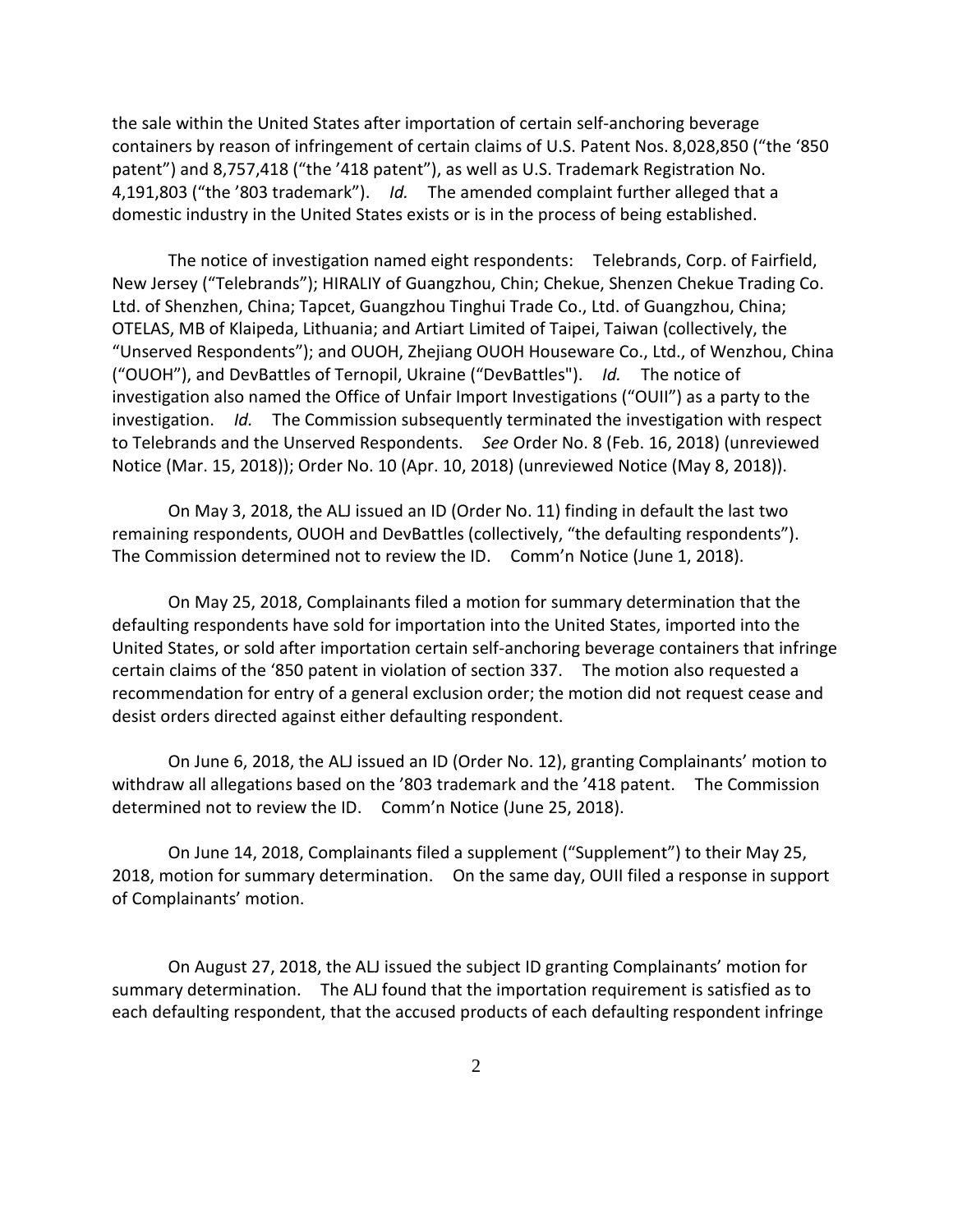the sale within the United States after importation of certain self-anchoring beverage containers by reason of infringement of certain claims of U.S. Patent Nos. 8,028,850 ("the '850 patent") and 8,757,418 ("the '418 patent"), as well as U.S. Trademark Registration No. 4,191,803 ("the '803 trademark"). *Id.* The amended complaint further alleged that a domestic industry in the United States exists or is in the process of being established.

The notice of investigation named eight respondents: Telebrands, Corp. of Fairfield, New Jersey ("Telebrands"); HIRALIY of Guangzhou, Chin; Chekue, Shenzen Chekue Trading Co. Ltd. of Shenzhen, China; Tapcet, Guangzhou Tinghui Trade Co., Ltd. of Guangzhou, China; OTELAS, MB of Klaipeda, Lithuania; and Artiart Limited of Taipei, Taiwan (collectively, the "Unserved Respondents"); and OUOH, Zhejiang OUOH Houseware Co., Ltd., of Wenzhou, China ("OUOH"), and DevBattles of Ternopil, Ukraine ("DevBattles"). *Id.* The notice of investigation also named the Office of Unfair Import Investigations ("OUII") as a party to the investigation. *Id.* The Commission subsequently terminated the investigation with respect to Telebrands and the Unserved Respondents. *See* Order No. 8 (Feb. 16, 2018) (unreviewed Notice (Mar. 15, 2018)); Order No. 10 (Apr. 10, 2018) (unreviewed Notice (May 8, 2018)).

On May 3, 2018, the ALJ issued an ID (Order No. 11) finding in default the last two remaining respondents, OUOH and DevBattles (collectively, "the defaulting respondents"). The Commission determined not to review the ID. Comm'n Notice (June 1, 2018).

On May 25, 2018, Complainants filed a motion for summary determination that the defaulting respondents have sold for importation into the United States, imported into the United States, or sold after importation certain self-anchoring beverage containers that infringe certain claims of the '850 patent in violation of section 337. The motion also requested a recommendation for entry of a general exclusion order; the motion did not request cease and desist orders directed against either defaulting respondent.

On June 6, 2018, the ALJ issued an ID (Order No. 12), granting Complainants' motion to withdraw all allegations based on the '803 trademark and the '418 patent. The Commission determined not to review the ID. Comm'n Notice (June 25, 2018).

On June 14, 2018, Complainants filed a supplement ("Supplement") to their May 25, 2018, motion for summary determination. On the same day, OUII filed a response in support of Complainants' motion.

On August 27, 2018, the ALJ issued the subject ID granting Complainants' motion for summary determination. The ALJ found that the importation requirement is satisfied as to each defaulting respondent, that the accused products of each defaulting respondent infringe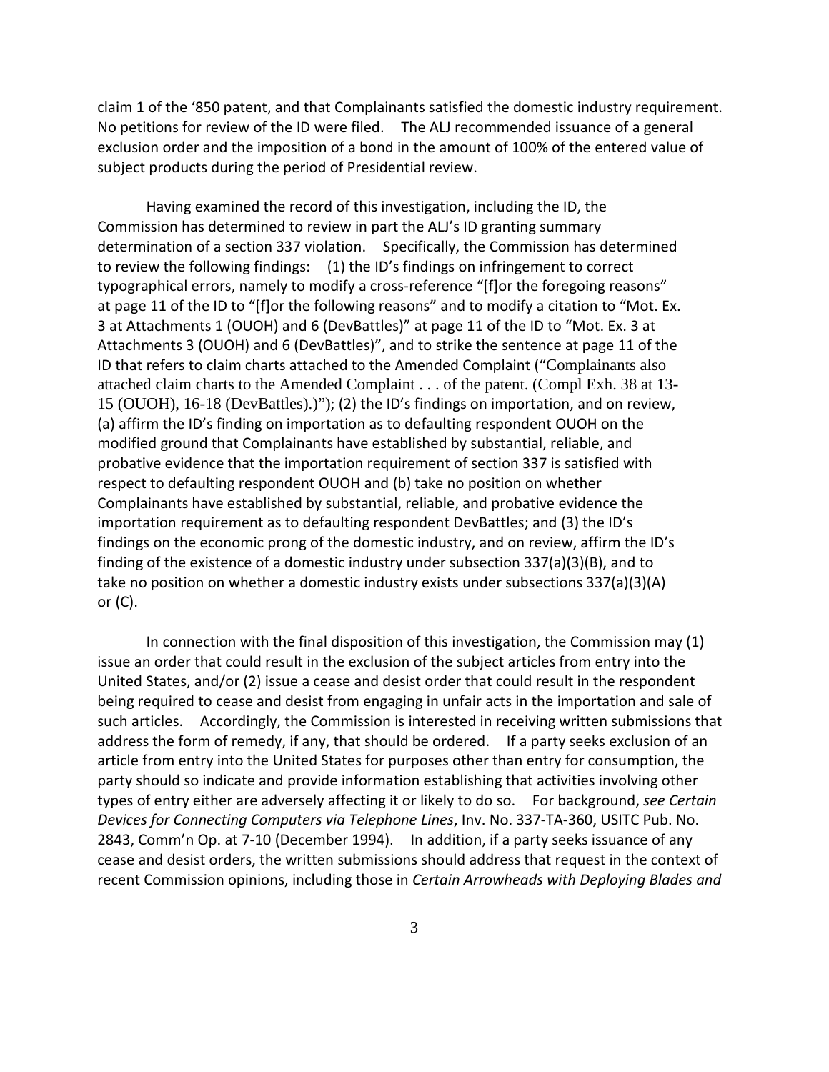claim 1 of the '850 patent, and that Complainants satisfied the domestic industry requirement. No petitions for review of the ID were filed. The ALJ recommended issuance of a general exclusion order and the imposition of a bond in the amount of 100% of the entered value of subject products during the period of Presidential review.

Having examined the record of this investigation, including the ID, the Commission has determined to review in part the ALJ's ID granting summary determination of a section 337 violation. Specifically, the Commission has determined to review the following findings: (1) the ID's findings on infringement to correct typographical errors, namely to modify a cross-reference "[f]or the foregoing reasons" at page 11 of the ID to "[f]or the following reasons" and to modify a citation to "Mot. Ex. 3 at Attachments 1 (OUOH) and 6 (DevBattles)" at page 11 of the ID to "Mot. Ex. 3 at Attachments 3 (OUOH) and 6 (DevBattles)", and to strike the sentence at page 11 of the ID that refers to claim charts attached to the Amended Complaint ("Complainants also attached claim charts to the Amended Complaint . . . of the patent. (Compl Exh. 38 at 13-15 (OUOH), 16-18 (DevBattles).)"); (2) the ID's findings on importation, and on review, (a) affirm the ID's finding on importation as to defaulting respondent OUOH on the modified ground that Complainants have established by substantial, reliable, and probative evidence that the importation requirement of section 337 is satisfied with respect to defaulting respondent OUOH and (b) take no position on whether Complainants have established by substantial, reliable, and probative evidence the importation requirement as to defaulting respondent DevBattles; and (3) the ID's findings on the economic prong of the domestic industry, and on review, affirm the ID's finding of the existence of a domestic industry under subsection 337(a)(3)(B), and to take no position on whether a domestic industry exists under subsections 337(a)(3)(A) or (C).

In connection with the final disposition of this investigation, the Commission may (1) issue an order that could result in the exclusion of the subject articles from entry into the United States, and/or (2) issue a cease and desist order that could result in the respondent being required to cease and desist from engaging in unfair acts in the importation and sale of such articles. Accordingly, the Commission is interested in receiving written submissions that address the form of remedy, if any, that should be ordered. If a party seeks exclusion of an article from entry into the United States for purposes other than entry for consumption, the party should so indicate and provide information establishing that activities involving other types of entry either are adversely affecting it or likely to do so. For background, *see Certain Devices for Connecting Computers via Telephone Lines*, Inv. No. 337-TA-360, USITC Pub. No. 2843, Comm'n Op. at 7-10 (December 1994). In addition, if a party seeks issuance of any cease and desist orders, the written submissions should address that request in the context of recent Commission opinions, including those in *Certain Arrowheads with Deploying Blades and*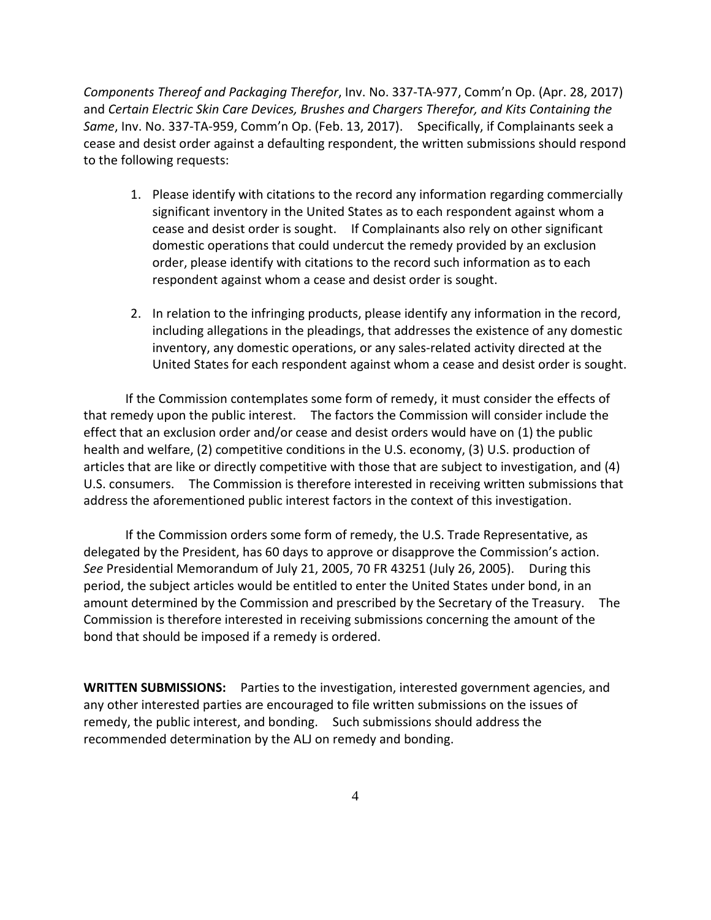*Components Thereof and Packaging Therefor*, Inv. No. 337-TA-977, Comm'n Op. (Apr. 28, 2017) and *Certain Electric Skin Care Devices, Brushes and Chargers Therefor, and Kits Containing the Same*, Inv. No. 337-TA-959, Comm'n Op. (Feb. 13, 2017). Specifically, if Complainants seek a cease and desist order against a defaulting respondent, the written submissions should respond to the following requests:

1. Please identify with citations to the record any information regarding commercially significant inventory in the United States as to each respondent against whom a cease and desist order is sought. If Complainants also rely on other significant domestic operations that could undercut the remedy provided by an exclusion order, please identify with citations to the record such information as to each respondent against whom a cease and desist order is sought.

2. In relation to the infringing products, please identify any information in the record, including allegations in the pleadings, that addresses the existence of any domestic inventory, any domestic operations, or any sales-related activity directed at the United States for each respondent against whom a cease and desist order is sought.

If the Commission contemplates some form of remedy, it must consider the effects of that remedy upon the public interest. The factors the Commission will consider include the effect that an exclusion order and/or cease and desist orders would have on (1) the public health and welfare, (2) competitive conditions in the U.S. economy, (3) U.S. production of articles that are like or directly competitive with those that are subject to investigation, and (4) U.S. consumers. The Commission is therefore interested in receiving written submissions that address the aforementioned public interest factors in the context of this investigation.

If the Commission orders some form of remedy, the U.S. Trade Representative, as delegated by the President, has 60 days to approve or disapprove the Commission's action. *See* Presidential Memorandum of July 21, 2005, 70 FR 43251 (July 26, 2005). During this period, the subject articles would be entitled to enter the United States under bond, in an amount determined by the Commission and prescribed by the Secretary of the Treasury. The Commission is therefore interested in receiving submissions concerning the amount of the bond that should be imposed if a remedy is ordered.

**WRITTEN SUBMISSIONS:** Parties to the investigation, interested government agencies, and any other interested parties are encouraged to file written submissions on the issues of remedy, the public interest, and bonding. Such submissions should address the recommended determination by the ALJ on remedy and bonding.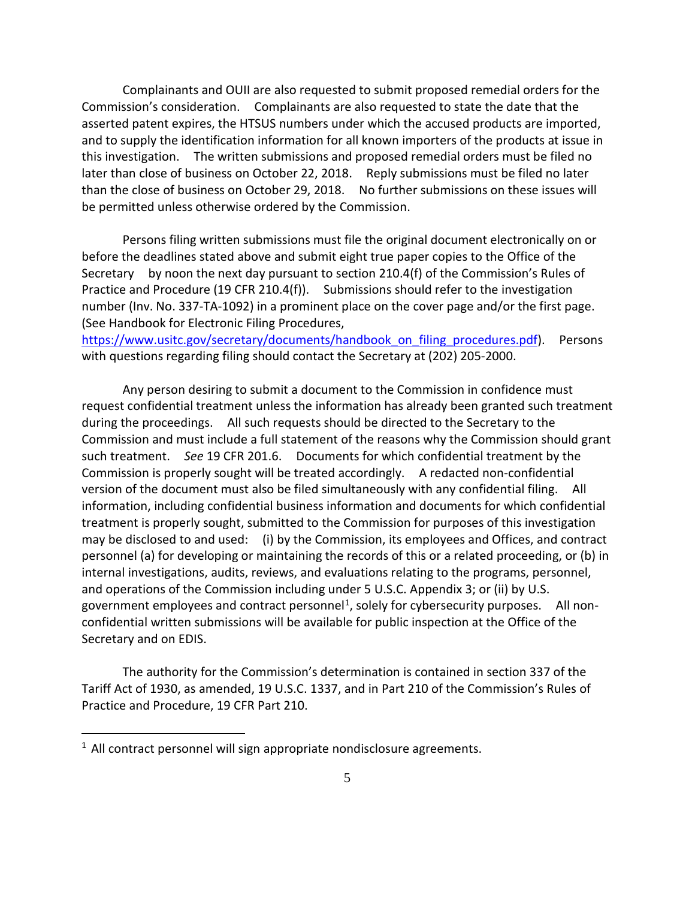Complainants and OUII are also requested to submit proposed remedial orders for the Commission's consideration. Complainants are also requested to state the date that the asserted patent expires, the HTSUS numbers under which the accused products are imported, and to supply the identification information for all known importers of the products at issue in this investigation. The written submissions and proposed remedial orders must be filed no later than close of business on October 22, 2018. Reply submissions must be filed no later than the close of business on October 29, 2018. No further submissions on these issues will be permitted unless otherwise ordered by the Commission.

Persons filing written submissions must file the original document electronically on or before the deadlines stated above and submit eight true paper copies to the Office of the Secretary by noon the next day pursuant to section 210.4(f) of the Commission's Rules of Practice and Procedure (19 CFR 210.4(f)). Submissions should refer to the investigation number (Inv. No. 337-TA-1092) in a prominent place on the cover page and/or the first page. (See Handbook for Electronic Filing Procedures, https://www.usitc.gov/secretary/documents/handbook_on_filing_procedures.pdf). Persons with questions regarding filing should contact the Secretary at (202) 205-2000.

Any person desiring to submit a document to the Commission in confidence must request confidential treatment unless the information has already been granted such treatment during the proceedings. All such requests should be directed to the Secretary to the Commission and must include a full statement of the reasons why the Commission should grant such treatment. *See* 19 CFR 201.6. Documents for which confidential treatment by the Commission is properly sought will be treated accordingly. A redacted non-confidential version of the document must also be filed simultaneously with any confidential filing. All information, including confidential business information and documents for which confidential treatment is properly sought, submitted to the Commission for purposes of this investigation may be disclosed to and used: (i) by the Commission, its employees and Offices, and contract personnel (a) for developing or maintaining the records of this or a related proceeding, or (b) in internal investigations, audits, reviews, and evaluations relating to the programs, personnel, and operations of the Commission including under 5 U.S.C. Appendix 3; or (ii) by U.S. government employees and contract personnel[1], solely for cybersecurity purposes. All non-confidential written submissions will be available for public inspection at the Office of the Secretary and on EDIS.

The authority for the Commission's determination is contained in section 337 of the Tariff Act of 1930, as amended, 19 U.S.C. 1337, and in Part 210 of the Commission's Rules of Practice and Procedure, 19 CFR Part 210.

---

[1] All contract personnel will sign appropriate nondisclosure agreements.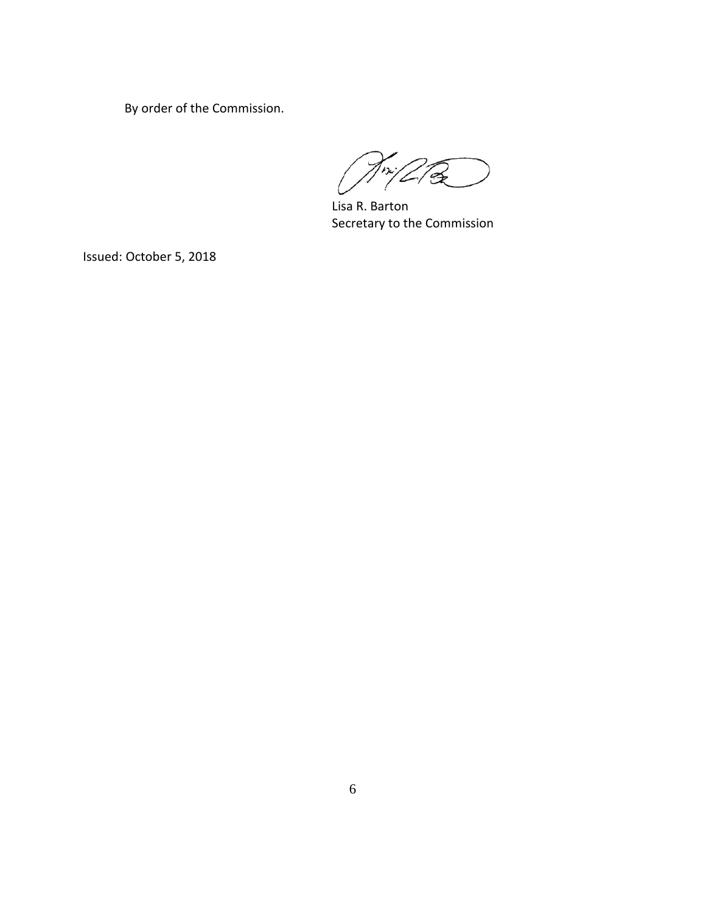By order of the Commission.

Lisa R. Barton
Secretary to the Commission

Issued: October 5, 2018